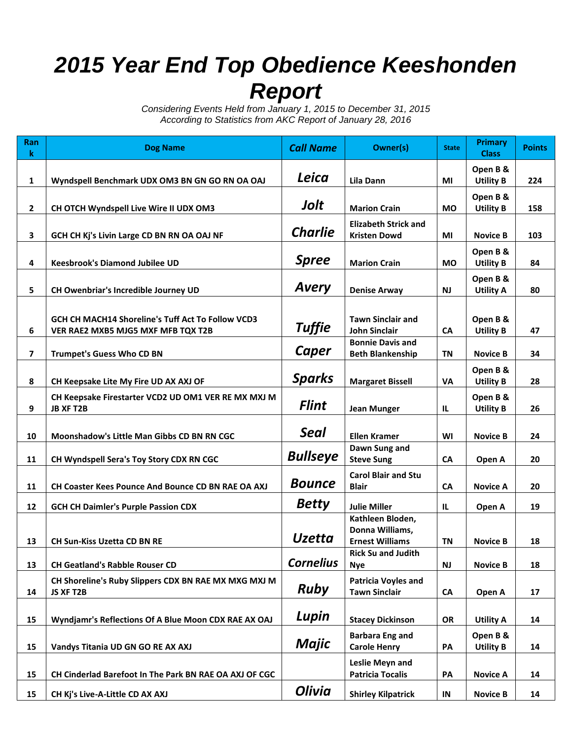# 2015 Year End Top Obedience Keeshonden Report

*Considering Events Held from January 1, 2015 to December 31, 2015*
*According to Statistics from AKC Report of January 28, 2016*

| Rank | Dog Name | Call Name | Owner(s) | State | Primary Class | Points |
|---|---|---|---|---|---|---|
| 1 | Wyndspell Benchmark UDX OM3 BN GN GO RN OA OAJ | Leica | Lila Dann | MI | Open B & Utility B | 224 |
| 2 | CH OTCH Wyndspell Live Wire II UDX OM3 | Jolt | Marion Crain | MO | Open B & Utility B | 158 |
| 3 | GCH CH Kj's Livin Large CD BN RN OA OAJ NF | Charlie | Elizabeth Strick and Kristen Dowd | MI | Novice B | 103 |
| 4 | Keesbrook's Diamond Jubilee UD | Spree | Marion Crain | MO | Open B & Utility B | 84 |
| 5 | CH Owenbriar's Incredible Journey UD | Avery | Denise Arway | NJ | Open B & Utility A | 80 |
| 6 | GCH CH MACH14 Shoreline's Tuff Act To Follow VCD3 VER RAE2 MXB5 MJG5 MXF MFB TQX T2B | Tuffie | Tawn Sinclair and John Sinclair | CA | Open B & Utility B | 47 |
| 7 | Trumpet's Guess Who CD BN | Caper | Bonnie Davis and Beth Blankenship | TN | Novice B | 34 |
| 8 | CH Keepsake Lite My Fire UD AX AXJ OF | Sparks | Margaret Bissell | VA | Open B & Utility B | 28 |
| 9 | CH Keepsake Firestarter VCD2 UD OM1 VER RE MX MXJ M JB XF T2B | Flint | Jean Munger | IL | Open B & Utility B | 26 |
| 10 | Moonshadow's Little Man Gibbs CD BN RN CGC | Seal | Ellen Kramer | WI | Novice B | 24 |
| 11 | CH Wyndspell Sera's Toy Story CDX RN CGC | Bullseye | Dawn Sung and Steve Sung | CA | Open A | 20 |
| 11 | CH Coaster Kees Pounce And Bounce CD BN RAE OA AXJ | Bounce | Carol Blair and Stu Blair | CA | Novice A | 20 |
| 12 | GCH CH Daimler's Purple Passion CDX | Betty | Julie Miller | IL | Open A | 19 |
| 13 | CH Sun-Kiss Uzetta CD BN RE | Uzetta | Kathleen Bloden, Donna Williams, Ernest Williams | TN | Novice B | 18 |
| 13 | CH Geatland's Rabble Rouser CD | Cornelius | Rick Su and Judith Nye | NJ | Novice B | 18 |
| 14 | CH Shoreline's Ruby Slippers CDX BN RAE MX MXG MXJ M JS XF T2B | Ruby | Patricia Voyles and Tawn Sinclair | CA | Open A | 17 |
| 15 | Wyndjamr's Reflections Of A Blue Moon CDX RAE AX OAJ | Lupin | Stacey Dickinson | OR | Utility A | 14 |
| 15 | Vandys Titania UD GN GO RE AX AXJ | Majic | Barbara Eng and Carole Henry | PA | Open B & Utility B | 14 |
| 15 | CH Cinderlad Barefoot In The Park BN RAE OA AXJ OF CGC | | Leslie Meyn and Patricia Tocalis | PA | Novice A | 14 |
| 15 | CH Kj's Live-A-Little CD AX AXJ | Olivia | Shirley Kilpatrick | IN | Novice B | 14 |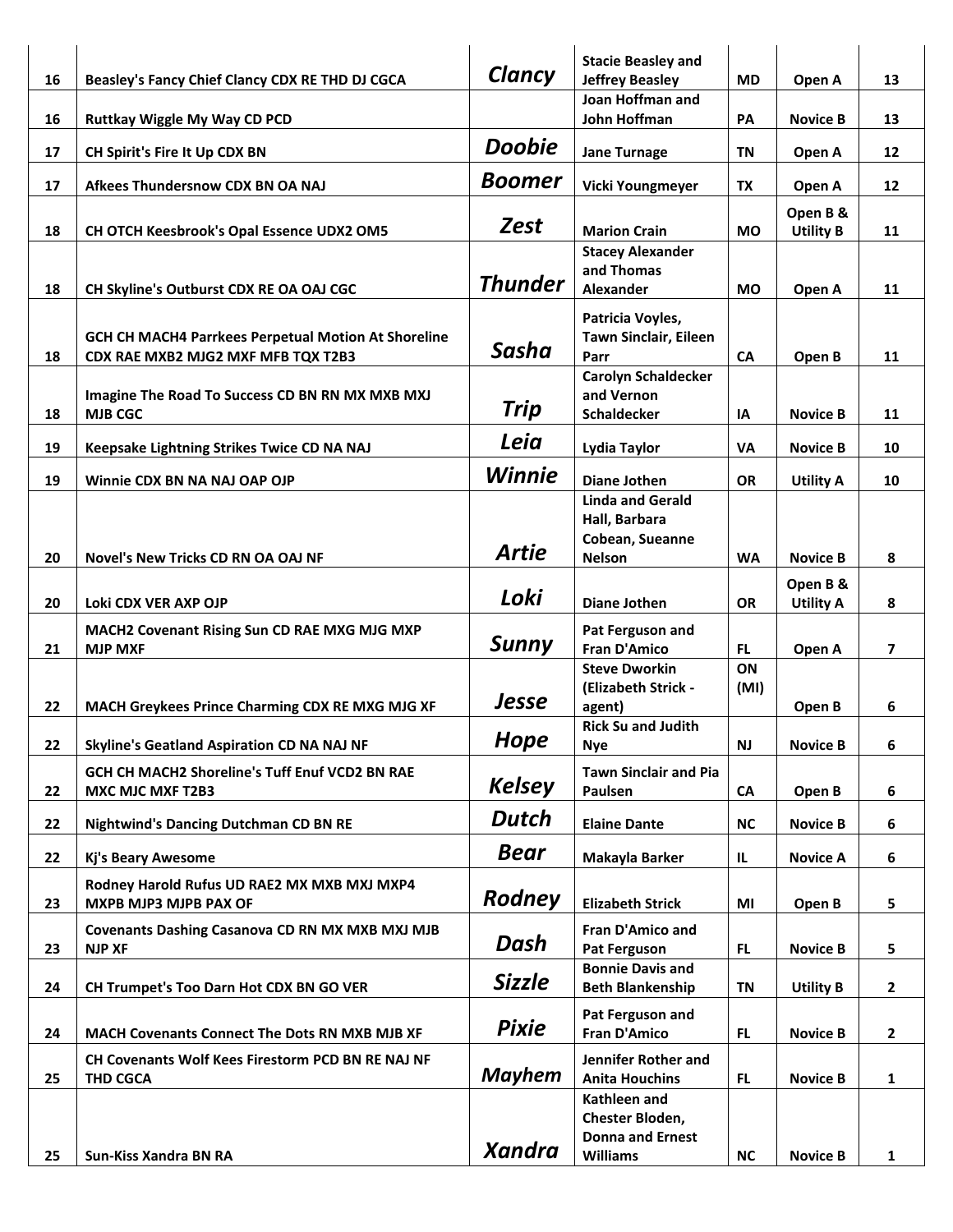| | | | | | | |
|---|---|---|---|---|---|---|
| 16 | Beasley's Fancy Chief Clancy CDX RE THD DJ CGCA | *Clancy* | Stacie Beasley and Jeffrey Beasley | MD | Open A | 13 |
| 16 | Ruttkay Wiggle My Way CD PCD | | Joan Hoffman and John Hoffman | PA | Novice B | 13 |
| 17 | CH Spirit's Fire It Up CDX BN | *Doobie* | Jane Turnage | TN | Open A | 12 |
| 17 | Afkees Thundersnow CDX BN OA NAJ | *Boomer* | Vicki Youngmeyer | TX | Open A | 12 |
| 18 | CH OTCH Keesbrook's Opal Essence UDX2 OM5 | *Zest* | Marion Crain | MO | Open B & Utility B | 11 |
| 18 | CH Skyline's Outburst CDX RE OA OAJ CGC | *Thunder* | Stacey Alexander and Thomas Alexander | MO | Open A | 11 |
| 18 | GCH CH MACH4 Parrkees Perpetual Motion At Shoreline CDX RAE MXB2 MJG2 MXF MFB TQX T2B3 | *Sasha* | Patricia Voyles, Tawn Sinclair, Eileen Parr | CA | Open B | 11 |
| 18 | Imagine The Road To Success CD BN RN MX MXB MXJ MJB CGC | *Trip* | Carolyn Schaldecker and Vernon Schaldecker | IA | Novice B | 11 |
| 19 | Keepsake Lightning Strikes Twice CD NA NAJ | *Leia* | Lydia Taylor | VA | Novice B | 10 |
| 19 | Winnie CDX BN NA NAJ OAP OJP | *Winnie* | Diane Jothen | OR | Utility A | 10 |
| 20 | Novel's New Tricks CD RN OA OAJ NF | *Artie* | Linda and Gerald Hall, Barbara Cobean, Sueanne Nelson | WA | Novice B | 8 |
| 20 | Loki CDX VER AXP OJP | *Loki* | Diane Jothen | OR | Open B & Utility A | 8 |
| 21 | MACH2 Covenant Rising Sun CD RAE MXG MJG MXP MJP MXF | *Sunny* | Pat Ferguson and Fran D'Amico | FL | Open A | 7 |
| 22 | MACH Greykees Prince Charming CDX RE MXG MJG XF | *Jesse* | Steve Dworkin (Elizabeth Strick - agent) | ON (MI) | Open B | 6 |
| 22 | Skyline's Geatland Aspiration CD NA NAJ NF | *Hope* | Rick Su and Judith Nye | NJ | Novice B | 6 |
| 22 | GCH CH MACH2 Shoreline's Tuff Enuf VCD2 BN RAE MXC MJC MXF T2B3 | *Kelsey* | Tawn Sinclair and Pia Paulsen | CA | Open B | 6 |
| 22 | Nightwind's Dancing Dutchman CD BN RE | *Dutch* | Elaine Dante | NC | Novice B | 6 |
| 22 | Kj's Beary Awesome | *Bear* | Makayla Barker | IL | Novice A | 6 |
| 23 | Rodney Harold Rufus UD RAE2 MX MXB MXJ MXP4 MXPB MJP3 MJPB PAX OF | *Rodney* | Elizabeth Strick | MI | Open B | 5 |
| 23 | Covenants Dashing Casanova CD RN MX MXB MXJ MJB NJP XF | *Dash* | Fran D'Amico and Pat Ferguson | FL | Novice B | 5 |
| 24 | CH Trumpet's Too Darn Hot CDX BN GO VER | *Sizzle* | Bonnie Davis and Beth Blankenship | TN | Utility B | 2 |
| 24 | MACH Covenants Connect The Dots RN MXB MJB XF | *Pixie* | Pat Ferguson and Fran D'Amico | FL | Novice B | 2 |
| 25 | CH Covenants Wolf Kees Firestorm PCD BN RE NAJ NF THD CGCA | *Mayhem* | Jennifer Rother and Anita Houchins | FL | Novice B | 1 |
| 25 | Sun-Kiss Xandra BN RA | *Xandra* | Kathleen and Chester Bloden, Donna and Ernest Williams | NC | Novice B | 1 |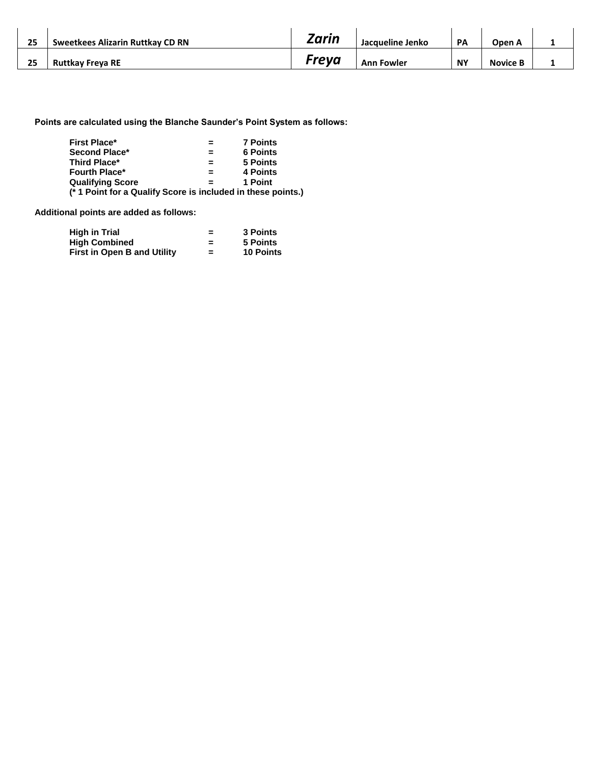| | | | | | | |
|---|---|---|---|---|---|---|
| 25 | Sweetkees Alizarin Ruttkay CD RN | *Zarin* | Jacqueline Jenko | PA | Open A | 1 |
| 25 | Ruttkay Freya RE | *Freya* | Ann Fowler | NY | Novice B | 1 |

**Points are calculated using the Blanche Saunder's Point System as follows:**

| | | |
|---|---|---|
| **First Place*** | **=** | **7 Points** |
| **Second Place*** | **=** | **6 Points** |
| **Third Place*** | **=** | **5 Points** |
| **Fourth Place*** | **=** | **4 Points** |
| **Qualifying Score** | **=** | **1 Point** |

**(* 1 Point for a Qualify Score is included in these points.)**

**Additional points are added as follows:**

| | | |
|---|---|---|
| **High in Trial** | **=** | **3 Points** |
| **High Combined** | **=** | **5 Points** |
| **First in Open B and Utility** | **=** | **10 Points** |